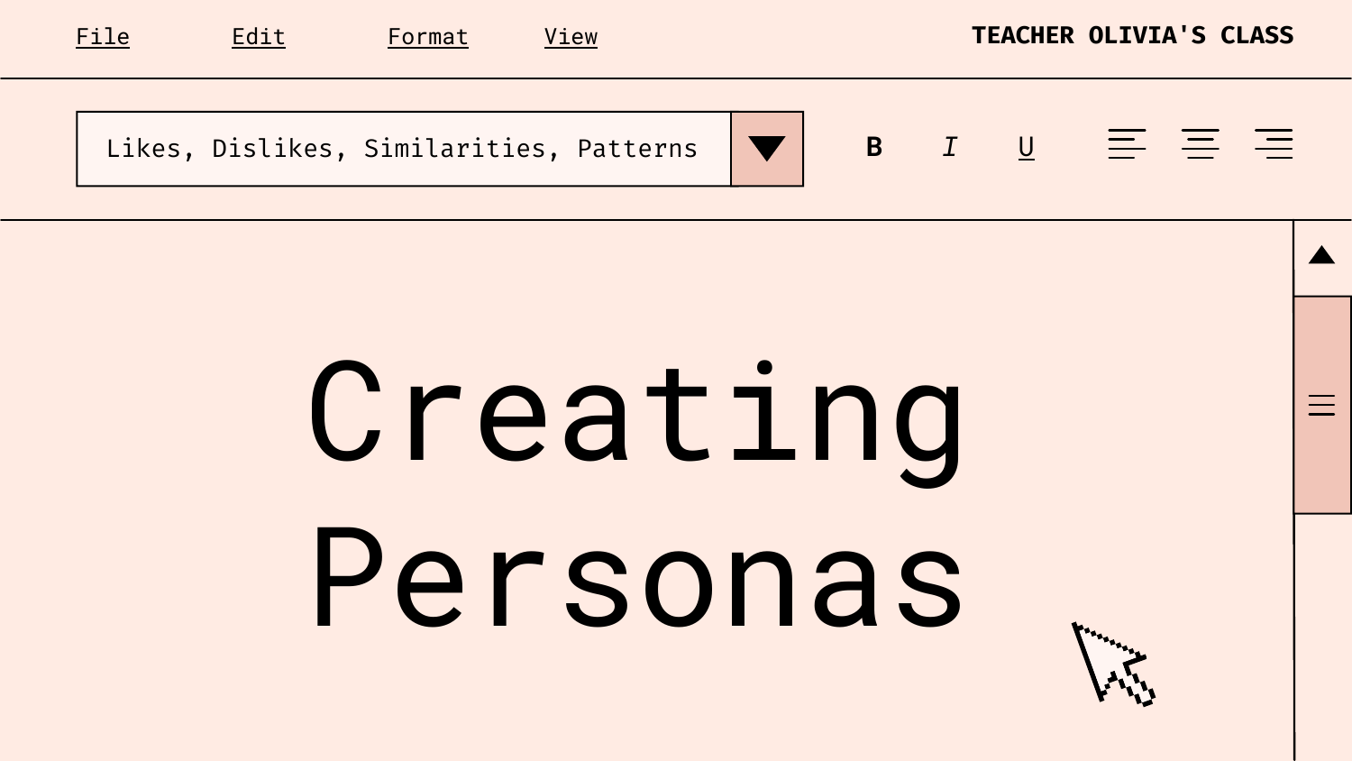File Edit Format View

TEACHER OLIVIA'S CLASS

Likes, Dislikes, Similarities, Patterns

# Creating Personas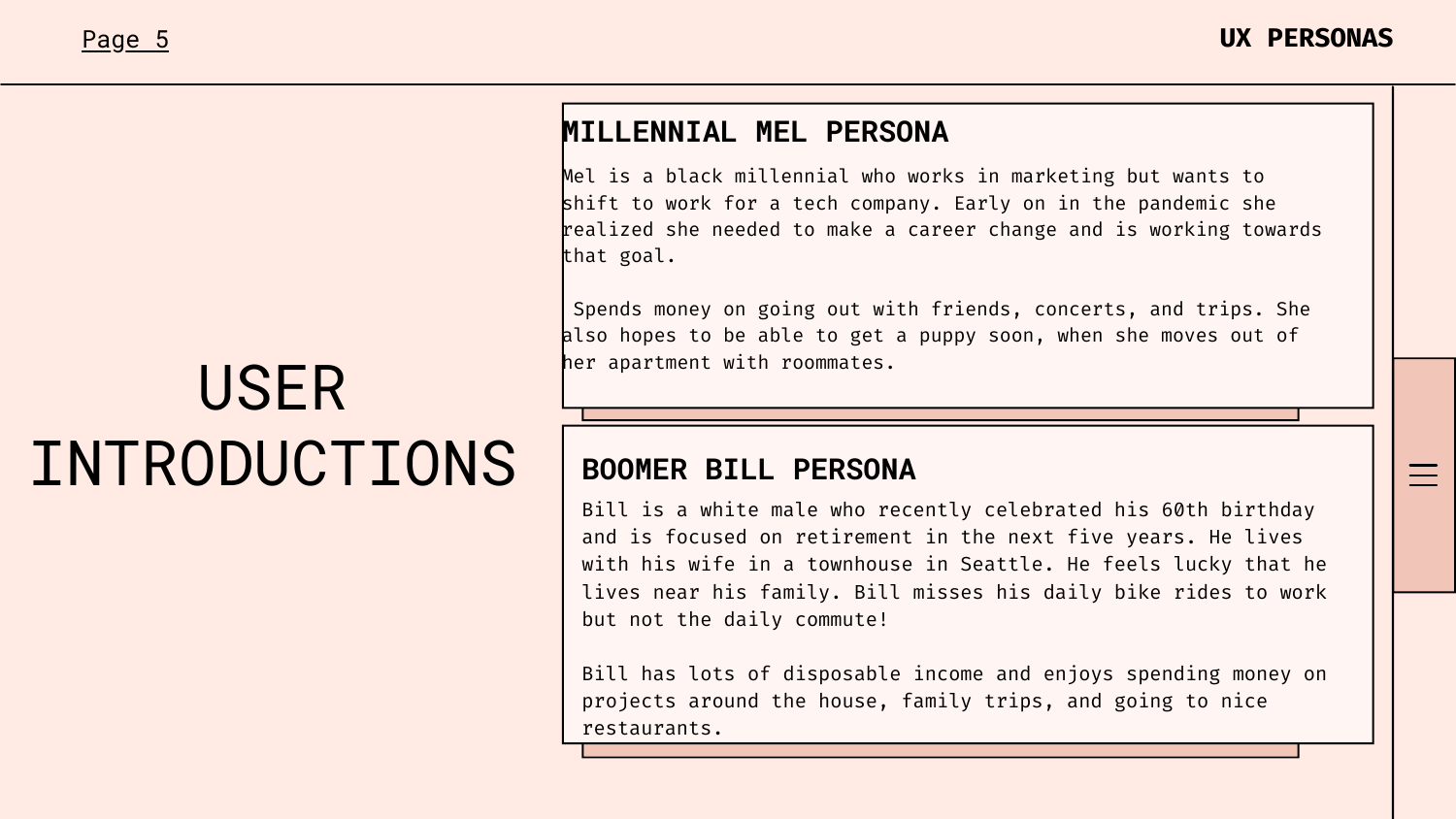# USER INTRODUCTIONS

## MILLENNIAL MEL PERSONA

Mel is a black millennial who works in marketing but wants to shift to work for a tech company. Early on in the pandemic she realized she needed to make a career change and is working towards that goal.

Spends money on going out with friends, concerts, and trips. She also hopes to be able to get a puppy soon, when she moves out of her apartment with roommates.

## BOOMER BILL PERSONA

Bill is a white male who recently celebrated his 60th birthday and is focused on retirement in the next five years. He lives with his wife in a townhouse in Seattle. He feels lucky that he lives near his family. Bill misses his daily bike rides to work but not the daily commute!

Bill has lots of disposable income and enjoys spending money on projects around the house, family trips, and going to nice restaurants.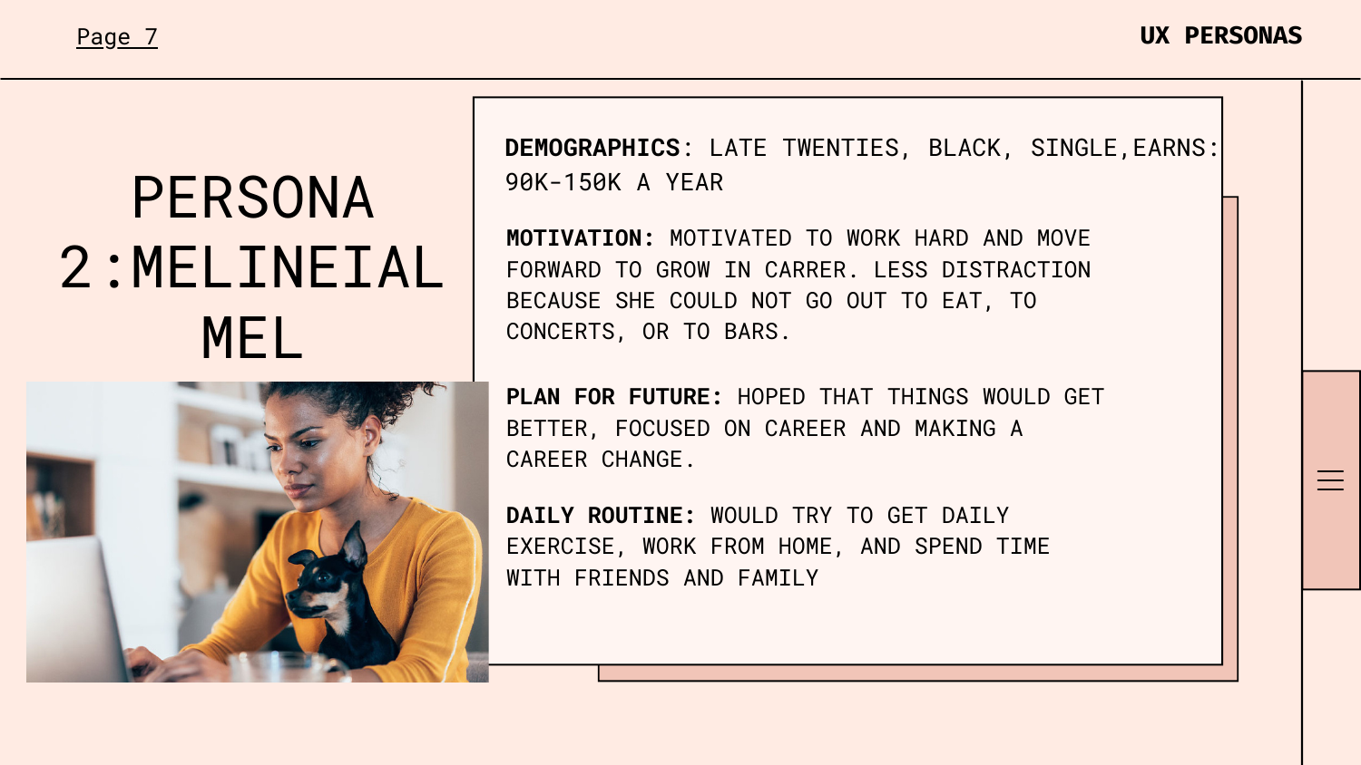# PERSONA 2:MELINEIAL MEL

**DEMOGRAPHICS**: LATE TWENTIES, BLACK, SINGLE,EARNS: 90K-150K A YEAR

**MOTIVATION:** MOTIVATED TO WORK HARD AND MOVE FORWARD TO GROW IN CARRER. LESS DISTRACTION BECAUSE SHE COULD NOT GO OUT TO EAT, TO CONCERTS, OR TO BARS.

**PLAN FOR FUTURE:** HOPED THAT THINGS WOULD GET BETTER, FOCUSED ON CAREER AND MAKING A CAREER CHANGE.

**DAILY ROUTINE:** WOULD TRY TO GET DAILY EXERCISE, WORK FROM HOME, AND SPEND TIME WITH FRIENDS AND FAMILY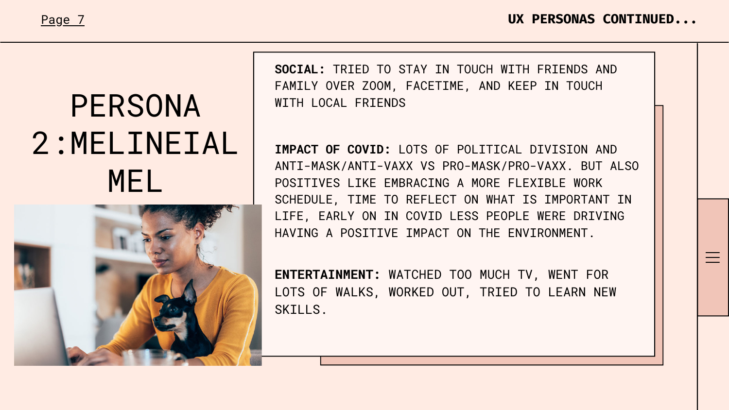# PERSONA 2:MELINEIAL MEL

**SOCIAL:** TRIED TO STAY IN TOUCH WITH FRIENDS AND FAMILY OVER ZOOM, FACETIME, AND KEEP IN TOUCH WITH LOCAL FRIENDS

**IMPACT OF COVID:** LOTS OF POLITICAL DIVISION AND ANTI-MASK/ANTI-VAXX VS PRO-MASK/PRO-VAXX. BUT ALSO POSITIVES LIKE EMBRACING A MORE FLEXIBLE WORK SCHEDULE, TIME TO REFLECT ON WHAT IS IMPORTANT IN LIFE, EARLY ON IN COVID LESS PEOPLE WERE DRIVING HAVING A POSITIVE IMPACT ON THE ENVIRONMENT.

**ENTERTAINMENT:** WATCHED TOO MUCH TV, WENT FOR LOTS OF WALKS, WORKED OUT, TRIED TO LEARN NEW SKILLS.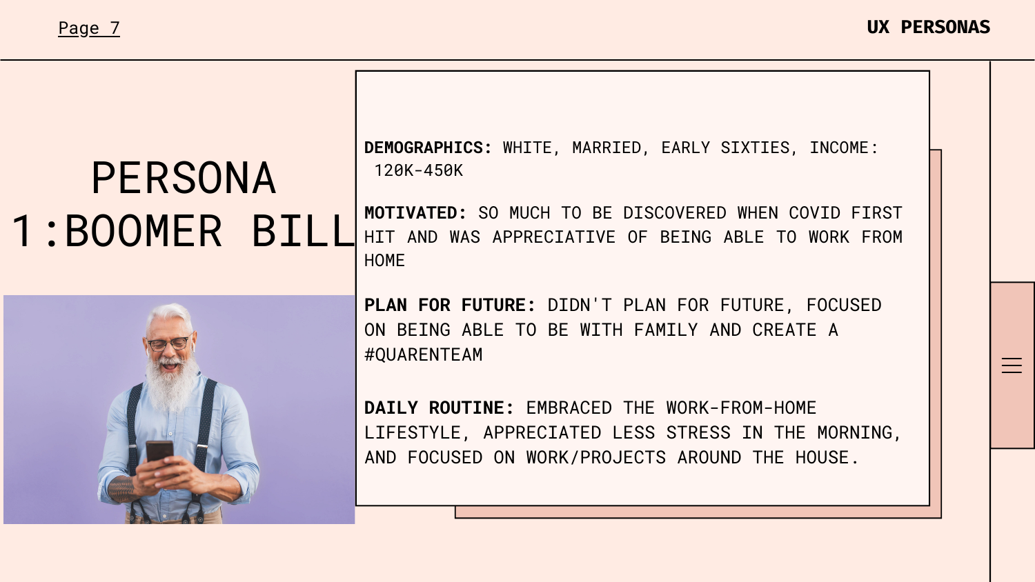# PERSONA 1:BOOMER BILL

**DEMOGRAPHICS:** WHITE, MARRIED, EARLY SIXTIES, INCOME: 120K-450K

**MOTIVATED:** SO MUCH TO BE DISCOVERED WHEN COVID FIRST HIT AND WAS APPRECIATIVE OF BEING ABLE TO WORK FROM HOME

**PLAN FOR FUTURE:** DIDN'T PLAN FOR FUTURE, FOCUSED ON BEING ABLE TO BE WITH FAMILY AND CREATE A #QUARENTEAM

**DAILY ROUTINE:** EMBRACED THE WORK-FROM-HOME LIFESTYLE, APPRECIATED LESS STRESS IN THE MORNING, AND FOCUSED ON WORK/PROJECTS AROUND THE HOUSE.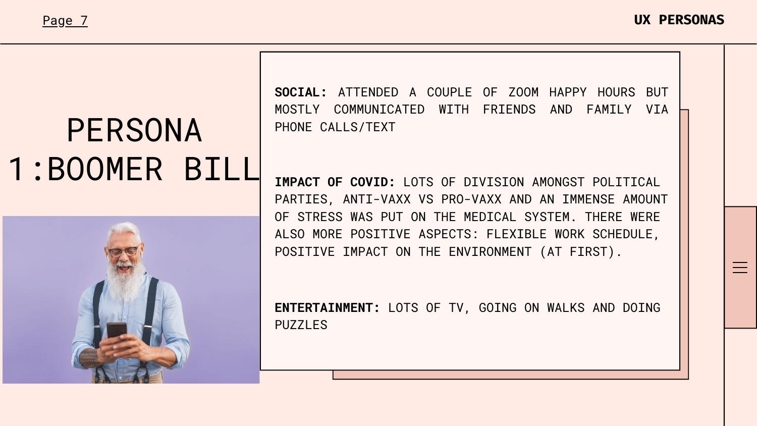# PERSONA 1:BOOMER BILL

**SOCIAL:** ATTENDED A COUPLE OF ZOOM HAPPY HOURS BUT MOSTLY COMMUNICATED WITH FRIENDS AND FAMILY VIA PHONE CALLS/TEXT

**IMPACT OF COVID:** LOTS OF DIVISION AMONGST POLITICAL PARTIES, ANTI-VAXX VS PRO-VAXX AND AN IMMENSE AMOUNT OF STRESS WAS PUT ON THE MEDICAL SYSTEM. THERE WERE ALSO MORE POSITIVE ASPECTS: FLEXIBLE WORK SCHEDULE, POSITIVE IMPACT ON THE ENVIRONMENT (AT FIRST).

**ENTERTAINMENT:** LOTS OF TV, GOING ON WALKS AND DOING PUZZLES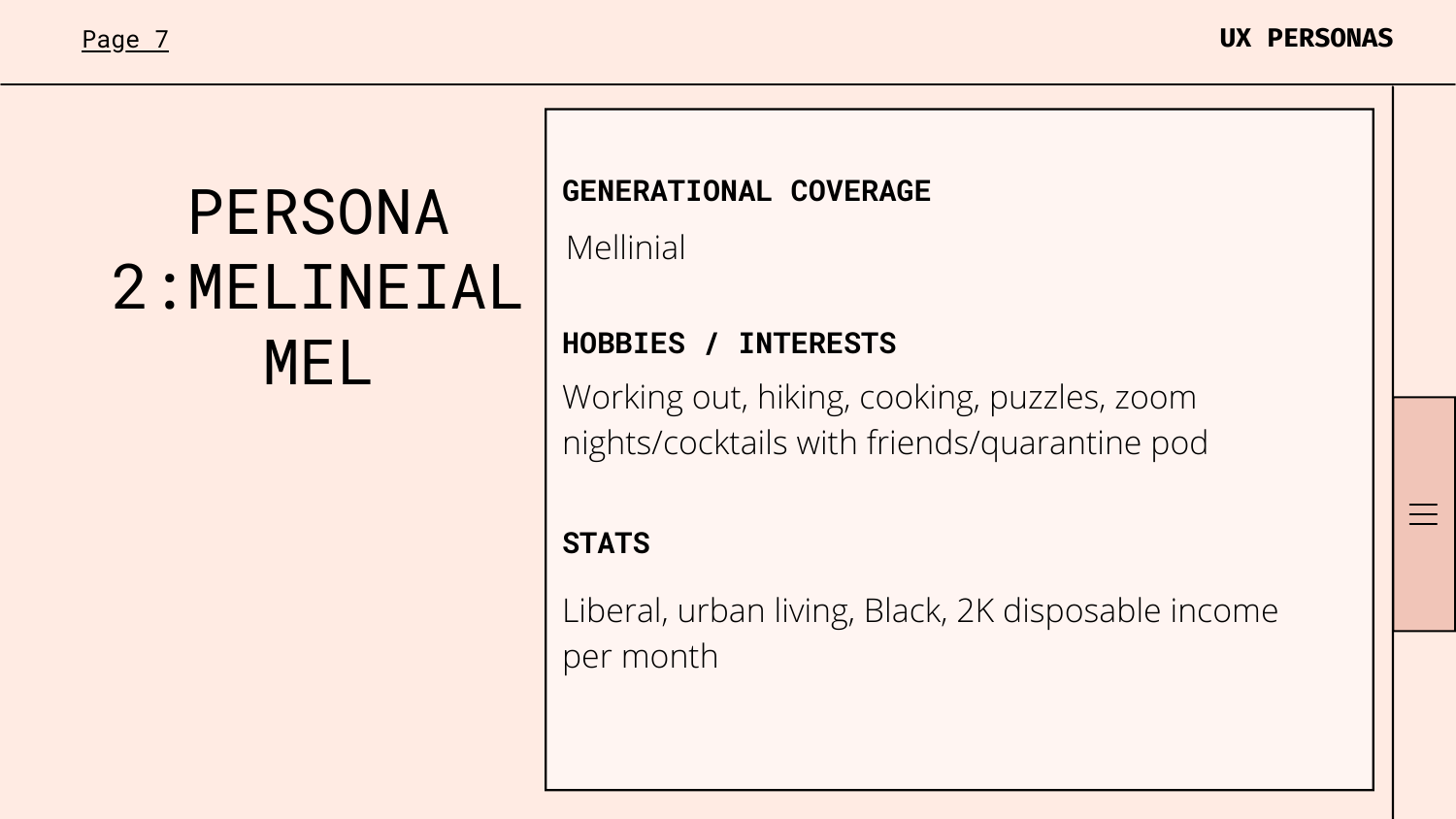# PERSONA 2:MELINEIAL MEL

**GENERATIONAL COVERAGE**

Mellinial

**HOBBIES / INTERESTS**

Working out, hiking, cooking, puzzles, zoom nights/cocktails with friends/quarantine pod

**STATS**

Liberal, urban living, Black, 2K disposable income per month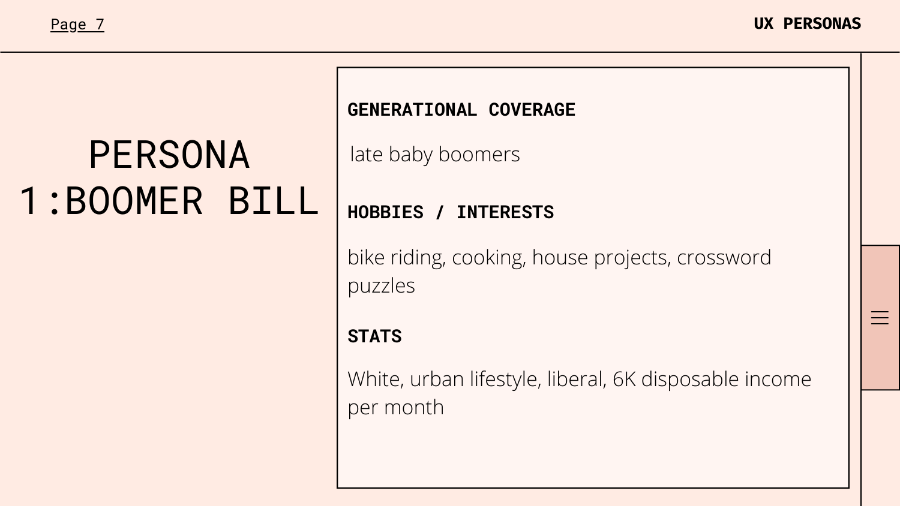# PERSONA 1:BOOMER BILL

**GENERATIONAL COVERAGE**

late baby boomers

**HOBBIES / INTERESTS**

bike riding, cooking, house projects, crossword puzzles

**STATS**

White, urban lifestyle, liberal, 6K disposable income per month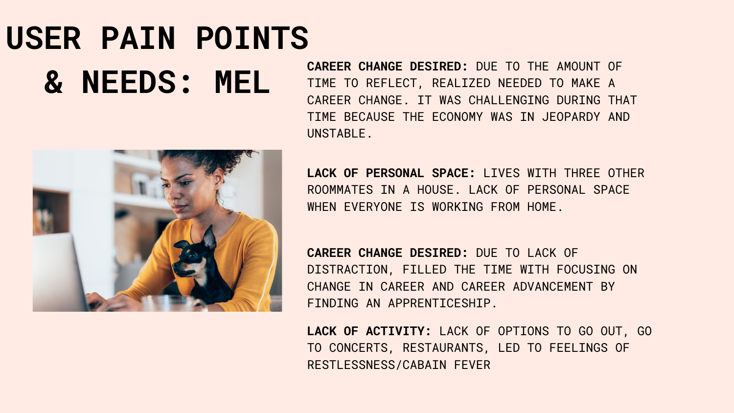# USER PAIN POINTS & NEEDS: MEL

**CAREER CHANGE DESIRED:** DUE TO THE AMOUNT OF TIME TO REFLECT, REALIZED NEEDED TO MAKE A CAREER CHANGE. IT WAS CHALLENGING DURING THAT TIME BECAUSE THE ECONOMY WAS IN JEOPARDY AND UNSTABLE.

**LACK OF PERSONAL SPACE:** LIVES WITH THREE OTHER ROOMMATES IN A HOUSE. LACK OF PERSONAL SPACE WHEN EVERYONE IS WORKING FROM HOME.

**CAREER CHANGE DESIRED:** DUE TO LACK OF DISTRACTION, FILLED THE TIME WITH FOCUSING ON CHANGE IN CAREER AND CAREER ADVANCEMENT BY FINDING AN APPRENTICESHIP.

**LACK OF ACTIVITY:** LACK OF OPTIONS TO GO OUT, GO TO CONCERTS, RESTAURANTS, LED TO FEELINGS OF RESTLESSNESS/CABAIN FEVER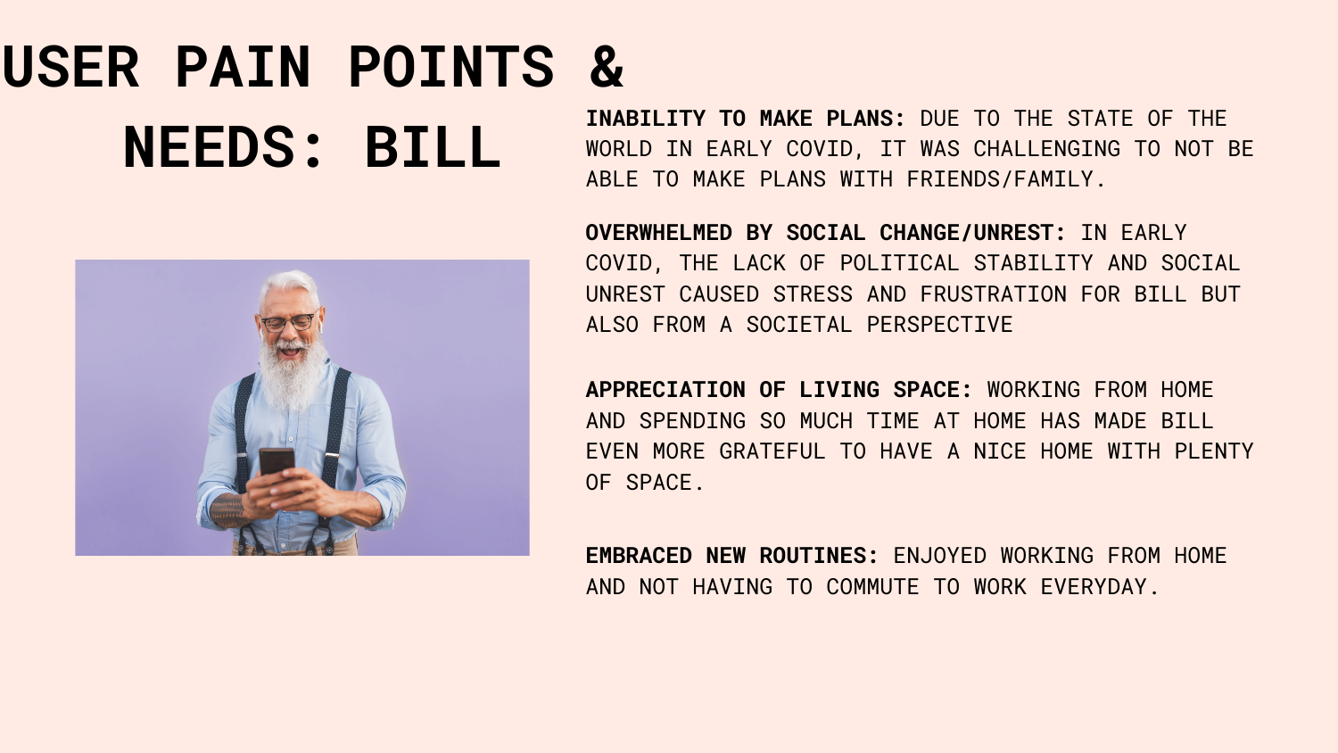# USER PAIN POINTS & NEEDS: BILL

**INABILITY TO MAKE PLANS:** DUE TO THE STATE OF THE WORLD IN EARLY COVID, IT WAS CHALLENGING TO NOT BE ABLE TO MAKE PLANS WITH FRIENDS/FAMILY.

**OVERWHELMED BY SOCIAL CHANGE/UNREST:** IN EARLY COVID, THE LACK OF POLITICAL STABILITY AND SOCIAL UNREST CAUSED STRESS AND FRUSTRATION FOR BILL BUT ALSO FROM A SOCIETAL PERSPECTIVE

**APPRECIATION OF LIVING SPACE:** WORKING FROM HOME AND SPENDING SO MUCH TIME AT HOME HAS MADE BILL EVEN MORE GRATEFUL TO HAVE A NICE HOME WITH PLENTY OF SPACE.

**EMBRACED NEW ROUTINES:** ENJOYED WORKING FROM HOME AND NOT HAVING TO COMMUTE TO WORK EVERYDAY.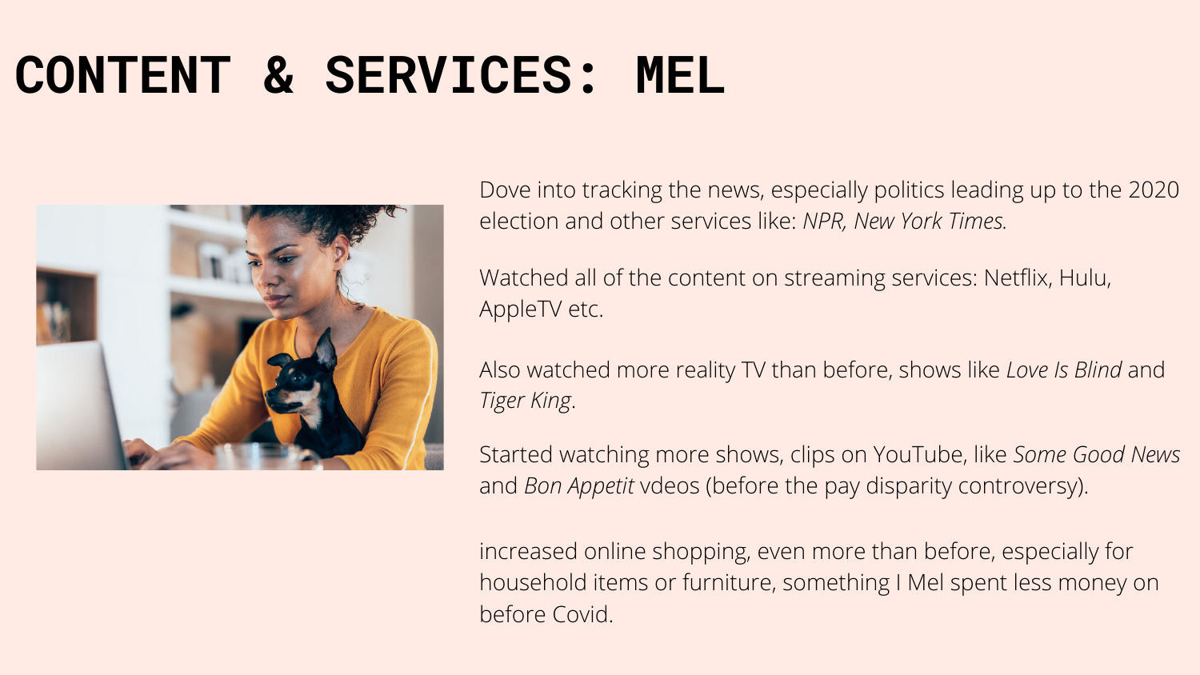# CONTENT & SERVICES: MEL

Dove into tracking the news, especially politics leading up to the 2020 election and other services like: *NPR, New York Times.*

Watched all of the content on streaming services: Netflix, Hulu, AppleTV etc.

Also watched more reality TV than before, shows like *Love Is Blind* and *Tiger King*.

Started watching more shows, clips on YouTube, like *Some Good News* and *Bon Appetit* vdeos (before the pay disparity controversy).

increased online shopping, even more than before, especially for household items or furniture, something I Mel spent less money on before Covid.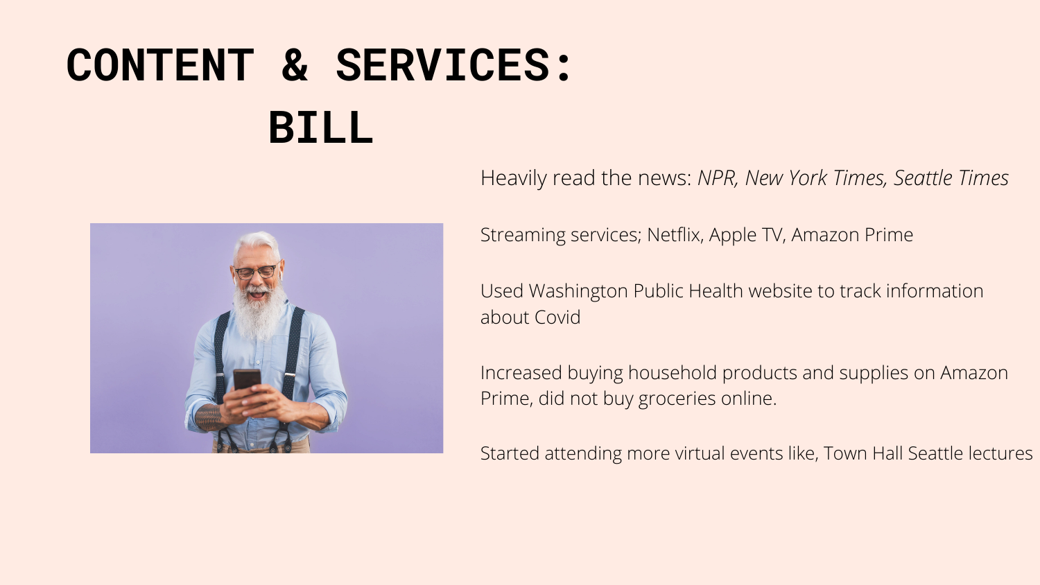# CONTENT & SERVICES: BILL

Heavily read the news: *NPR, New York Times, Seattle Times*

Streaming services; Netflix, Apple TV, Amazon Prime

Used Washington Public Health website to track information about Covid

Increased buying household products and supplies on Amazon Prime, did not buy groceries online.

Started attending more virtual events like, Town Hall Seattle lectures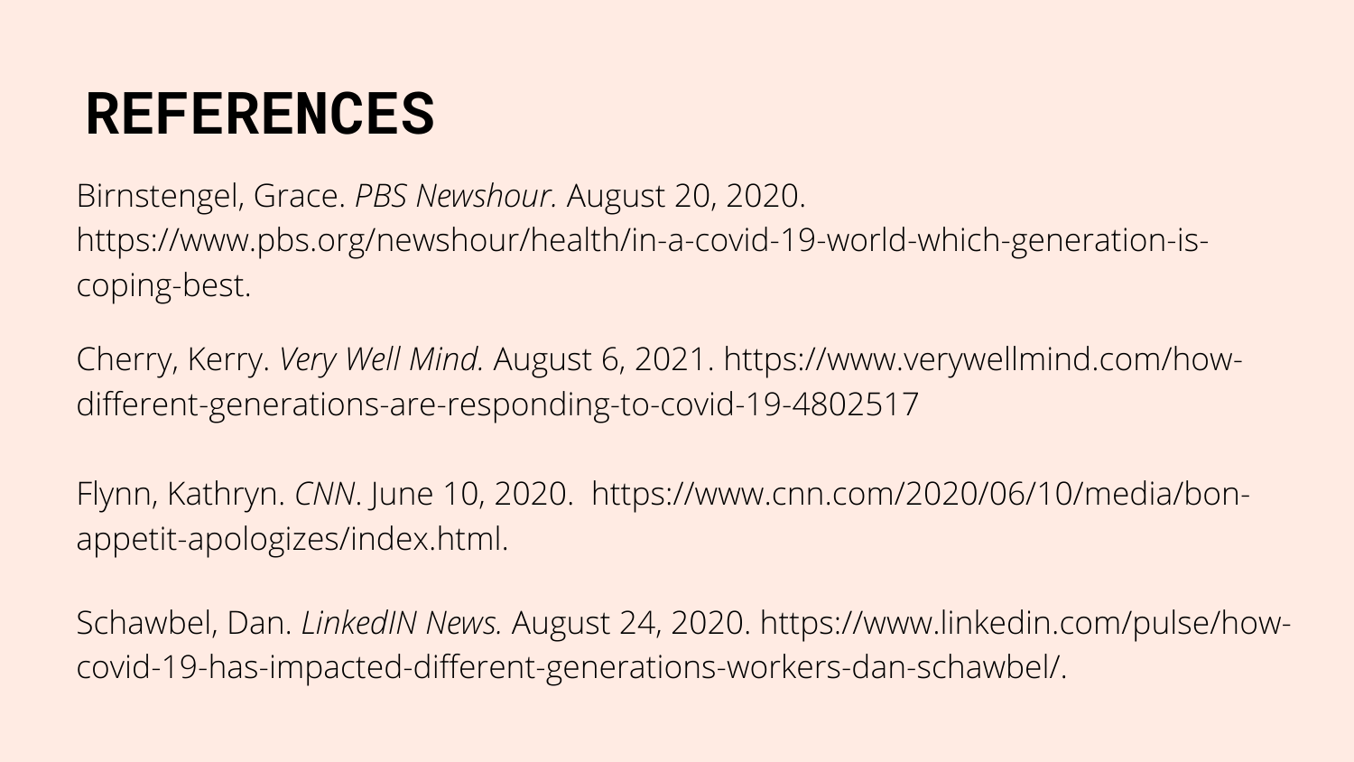# REFERENCES

Birnstengel, Grace. *PBS Newshour.* August 20, 2020. https://www.pbs.org/newshour/health/in-a-covid-19-world-which-generation-is-coping-best.

Cherry, Kerry. *Very Well Mind.* August 6, 2021. https://www.verywellmind.com/how-different-generations-are-responding-to-covid-19-4802517

Flynn, Kathryn. *CNN*. June 10, 2020. https://www.cnn.com/2020/06/10/media/bon-appetit-apologizes/index.html.

Schawbel, Dan. *LinkedIN News.* August 24, 2020. https://www.linkedin.com/pulse/how-covid-19-has-impacted-different-generations-workers-dan-schawbel/.